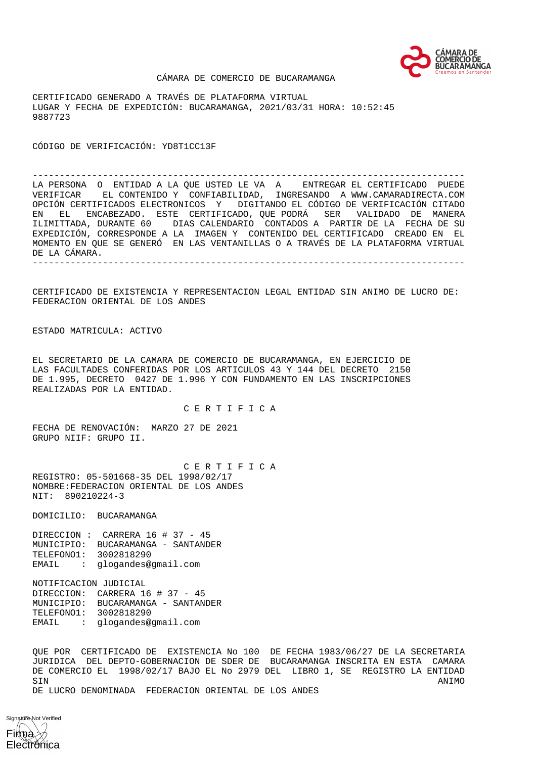CÁMARA DE COMERCIO DE BUCARAMANGA

CERTIFICADO GENERADO A TRAVÉS DE PLATAFORMA VIRTUAL
LUGAR Y FECHA DE EXPEDICIÓN: BUCARAMANGA, 2021/03/31 HORA: 10:52:45
9887723

CÓDIGO DE VERIFICACIÓN: YD8T1CC13F

---

LA PERSONA O ENTIDAD A LA QUE USTED LE VA A ENTREGAR EL CERTIFICADO PUEDE VERIFICAR EL CONTENIDO Y CONFIABILIDAD, INGRESANDO A WWW.CAMARADIRECTA.COM OPCIÓN CERTIFICADOS ELECTRONICOS Y DIGITANDO EL CÓDIGO DE VERIFICACIÓN CITADO EN EL ENCABEZADO. ESTE CERTIFICADO, QUE PODRÁ SER VALIDADO DE MANERA ILIMITTADA, DURANTE 60 DIAS CALENDARIO CONTADOS A PARTIR DE LA FECHA DE SU EXPEDICIÓN, CORRESPONDE A LA IMAGEN Y CONTENIDO DEL CERTIFICADO CREADO EN EL MOMENTO EN QUE SE GENERÓ EN LAS VENTANILLAS O A TRAVÉS DE LA PLATAFORMA VIRTUAL DE LA CÁMARA.

---

CERTIFICADO DE EXISTENCIA Y REPRESENTACION LEGAL ENTIDAD SIN ANIMO DE LUCRO DE:
FEDERACION ORIENTAL DE LOS ANDES

ESTADO MATRICULA: ACTIVO

EL SECRETARIO DE LA CAMARA DE COMERCIO DE BUCARAMANGA, EN EJERCICIO DE LAS FACULTADES CONFERIDAS POR LOS ARTICULOS 43 Y 144 DEL DECRETO 2150 DE 1.995, DECRETO 0427 DE 1.996 Y CON FUNDAMENTO EN LAS INSCRIPCIONES REALIZADAS POR LA ENTIDAD.

C E R T I F I C A

FECHA DE RENOVACIÓN: MARZO 27 DE 2021
GRUPO NIIF: GRUPO II.

C E R T I F I C A

REGISTRO: 05-501668-35 DEL 1998/02/17
NOMBRE:FEDERACION ORIENTAL DE LOS ANDES
NIT: 890210224-3

DOMICILIO: BUCARAMANGA

DIRECCION : CARRERA 16 # 37 - 45
MUNICIPIO: BUCARAMANGA - SANTANDER
TELEFONO1: 3002818290
EMAIL : glogandes@gmail.com

NOTIFICACION JUDICIAL
DIRECCION: CARRERA 16 # 37 - 45
MUNICIPIO: BUCARAMANGA - SANTANDER
TELEFONO1: 3002818290
EMAIL : glogandes@gmail.com

QUE POR CERTIFICADO DE EXISTENCIA No 100 DE FECHA 1983/06/27 DE LA SECRETARIA JURIDICA DEL DEPTO-GOBERNACION DE SDER DE BUCARAMANGA INSCRITA EN ESTA CAMARA DE COMERCIO EL 1998/02/17 BAJO EL No 2979 DEL LIBRO 1, SE REGISTRO LA ENTIDAD SIN ANIMO DE LUCRO DENOMINADA FEDERACION ORIENTAL DE LOS ANDES

Signature Not Verified
Firma Electrónica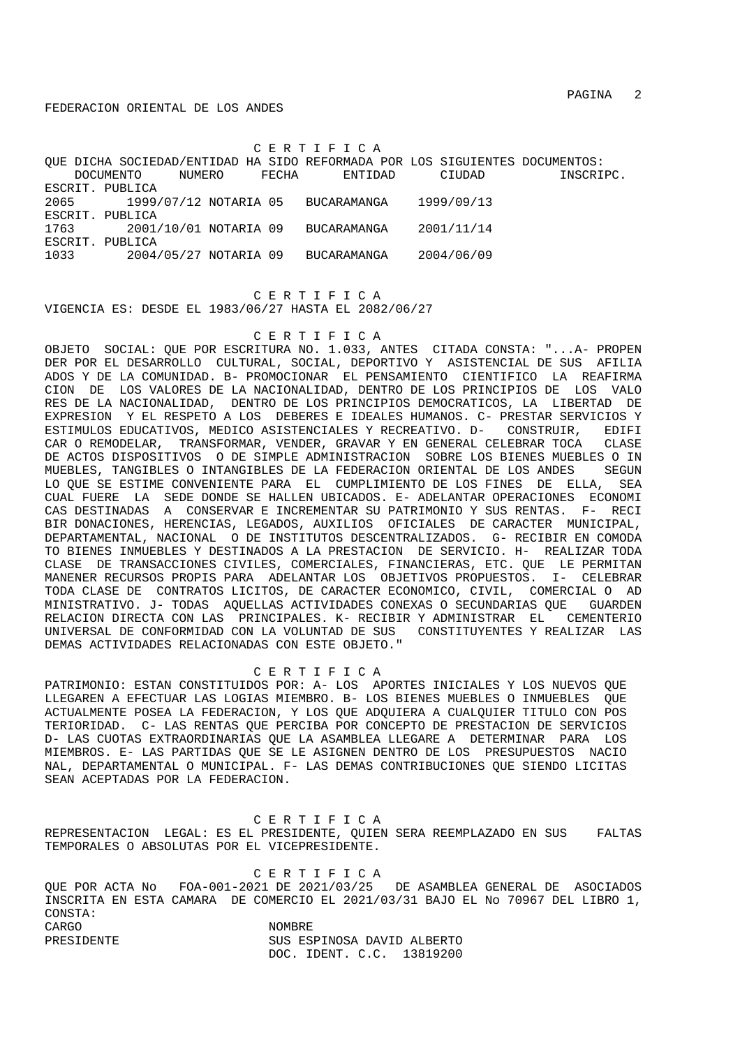FEDERACION ORIENTAL DE LOS ANDES

C E R T I F I C A

QUE DICHA SOCIEDAD/ENTIDAD HA SIDO REFORMADA POR LOS SIGUIENTES DOCUMENTOS:

| DOCUMENTO | NUMERO | FECHA | ENTIDAD | CIUDAD | INSCRIPC. |
|---|---|---|---|---|---|
| ESCRIT. PUBLICA | 2065 | 1999/07/12 | NOTARIA 05 | BUCARAMANGA | 1999/09/13 |
| ESCRIT. PUBLICA | 1763 | 2001/10/01 | NOTARIA 09 | BUCARAMANGA | 2001/11/14 |
| ESCRIT. PUBLICA | 1033 | 2004/05/27 | NOTARIA 09 | BUCARAMANGA | 2004/06/09 |

C E R T I F I C A

VIGENCIA ES: DESDE EL 1983/06/27 HASTA EL 2082/06/27

C E R T I F I C A

OBJETO SOCIAL: QUE POR ESCRITURA NO. 1.033, ANTES CITADA CONSTA: "...A- PROPENDER POR EL DESARROLLO CULTURAL, SOCIAL, DEPORTIVO Y ASISTENCIAL DE SUS AFILIADOS Y DE LA COMUNIDAD. B- PROMOCIONAR EL PENSAMIENTO CIENTIFICO LA REAFIRMACION DE LOS VALORES DE LA NACIONALIDAD, DENTRO DE LOS PRINCIPIOS DE LOS VALORES DE LA NACIONALIDAD, DENTRO DE LOS PRINCIPIOS DEMOCRATICOS, LA LIBERTAD DE EXPRESION Y EL RESPETO A LOS DEBERES E IDEALES HUMANOS. C- PRESTAR SERVICIOS Y ESTIMULOS EDUCATIVOS, MEDICO ASISTENCIALES Y RECREATIVO. D- CONSTRUIR, EDIFICAR O REMODELAR, TRANSFORMAR, VENDER, GRAVAR Y EN GENERAL CELEBRAR TOCA CLASE DE ACTOS DISPOSITIVOS O DE SIMPLE ADMINISTRACION SOBRE LOS BIENES MUEBLES O INMUEBLES, TANGIBLES O INTANGIBLES DE LA FEDERACION ORIENTAL DE LOS ANDES SEGUN LO QUE SE ESTIME CONVENIENTE PARA EL CUMPLIMIENTO DE LOS FINES DE ELLA, SEA CUAL FUERE LA SEDE DONDE SE HALLEN UBICADOS. E- ADELANTAR OPERACIONES ECONOMICAS DESTINADAS A CONSERVAR E INCREMENTAR SU PATRIMONIO Y SUS RENTAS. F- RECIBIR DONACIONES, HERENCIAS, LEGADOS, AUXILIOS OFICIALES DE CARACTER MUNICIPAL, DEPARTAMENTAL, NACIONAL O DE INSTITUTOS DESCENTRALIZADOS. G- RECIBIR EN COMODATO BIENES INMUEBLES Y DESTINADOS A LA PRESTACION DE SERVICIO. H- REALIZAR TODA CLASE DE TRANSACCIONES CIVILES, COMERCIALES, FINANCIERAS, ETC. QUE LE PERMITAN MANENER RECURSOS PROPIS PARA ADELANTAR LOS OBJETIVOS PROPUESTOS. I- CELEBRAR TODA CLASE DE CONTRATOS LICITOS, DE CARACTER ECONOMICO, CIVIL, COMERCIAL O ADMINISTRATIVO. J- TODAS AQUELLAS ACTIVIDADES CONEXAS O SECUNDARIAS QUE GUARDEN RELACION DIRECTA CON LAS PRINCIPALES. K- RECIBIR Y ADMINISTRAR EL CEMENTERIO UNIVERSAL DE CONFORMIDAD CON LA VOLUNTAD DE SUS CONSTITUYENTES Y REALIZAR LAS DEMAS ACTIVIDADES RELACIONADAS CON ESTE OBJETO."

C E R T I F I C A

PATRIMONIO: ESTAN CONSTITUIDOS POR: A- LOS APORTES INICIALES Y LOS NUEVOS QUE LLEGAREN A EFECTUAR LAS LOGIAS MIEMBRO. B- LOS BIENES MUEBLES O INMUEBLES QUE ACTUALMENTE POSEA LA FEDERACION, Y LOS QUE ADQUIERA A CUALQUIER TITULO CON POSTERIORIDAD. C- LAS RENTAS QUE PERCIBA POR CONCEPTO DE PRESTACION DE SERVICIOS D- LAS CUOTAS EXTRAORDINARIAS QUE LA ASAMBLEA LLEGARE A DETERMINAR PARA LOS MIEMBROS. E- LAS PARTIDAS QUE SE LE ASIGNEN DENTRO DE LOS PRESUPUESTOS NACIONAL, DEPARTAMENTAL O MUNICIPAL. F- LAS DEMAS CONTRIBUCIONES QUE SIENDO LICITAS SEAN ACEPTADAS POR LA FEDERACION.

C E R T I F I C A

REPRESENTACION LEGAL: ES EL PRESIDENTE, QUIEN SERA REEMPLAZADO EN SUS FALTAS TEMPORALES O ABSOLUTAS POR EL VICEPRESIDENTE.

C E R T I F I C A

QUE POR ACTA No FOA-001-2021 DE 2021/03/25 DE ASAMBLEA GENERAL DE ASOCIADOS INSCRITA EN ESTA CAMARA DE COMERCIO EL 2021/03/31 BAJO EL No 70967 DEL LIBRO 1, CONSTA:

| CARGO | NOMBRE |
|---|---|
| PRESIDENTE | SUS ESPINOSA DAVID ALBERTO<br>DOC. IDENT. C.C. 13819200 |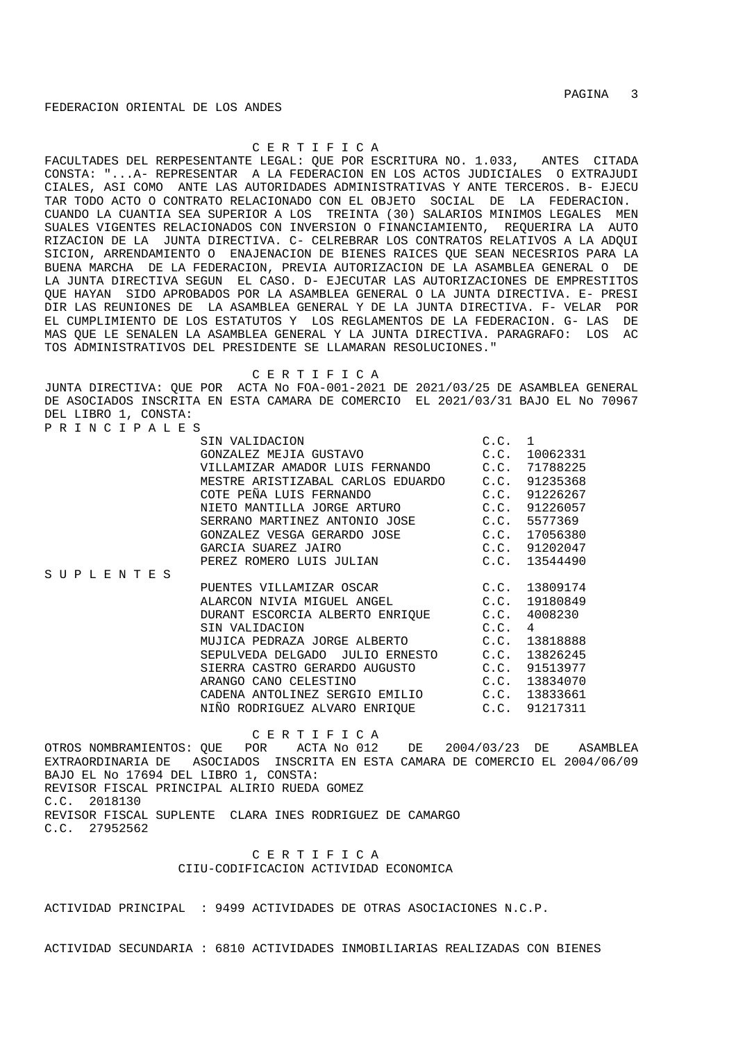FEDERACION ORIENTAL DE LOS ANDES

C E R T I F I C A

FACULTADES DEL RERPESENTANTE LEGAL: QUE POR ESCRITURA NO. 1.033, ANTES CITADA CONSTA: "...A- REPRESENTAR A LA FEDERACION EN LOS ACTOS JUDICIALES O EXTRAJUDICIALES, ASI COMO ANTE LAS AUTORIDADES ADMINISTRATIVAS Y ANTE TERCEROS. B- EJECUTAR TODO ACTO O CONTRATO RELACIONADO CON EL OBJETO SOCIAL DE LA FEDERACION. CUANDO LA CUANTIA SEA SUPERIOR A LOS TREINTA (30) SALARIOS MINIMOS LEGALES MENSUALES VIGENTES RELACIONADOS CON INVERSION O FINANCIAMIENTO, REQUERIRA LA AUTORIZACION DE LA JUNTA DIRECTIVA. C- CELREBRAR LOS CONTRATOS RELATIVOS A LA ADQUISICION, ARRENDAMIENTO O ENAJENACION DE BIENES RAICES QUE SEAN NECESRIOS PARA LA BUENA MARCHA DE LA FEDERACION, PREVIA AUTORIZACION DE LA ASAMBLEA GENERAL O DE LA JUNTA DIRECTIVA SEGUN EL CASO. D- EJECUTAR LAS AUTORIZACIONES DE EMPRESTITOS QUE HAYAN SIDO APROBADOS POR LA ASAMBLEA GENERAL O LA JUNTA DIRECTIVA. E- PRESIDIR LAS REUNIONES DE LA ASAMBLEA GENERAL Y DE LA JUNTA DIRECTIVA. F- VELAR POR EL CUMPLIMIENTO DE LOS ESTATUTOS Y LOS REGLAMENTOS DE LA FEDERACION. G- LAS DEMAS QUE LE SENALEN LA ASAMBLEA GENERAL Y LA JUNTA DIRECTIVA. PARAGRAFO: LOS ACTOS ADMINISTRATIVOS DEL PRESIDENTE SE LLAMARAN RESOLUCIONES."

C E R T I F I C A

JUNTA DIRECTIVA: QUE POR ACTA No FOA-001-2021 DE 2021/03/25 DE ASAMBLEA GENERAL DE ASOCIADOS INSCRITA EN ESTA CAMARA DE COMERCIO EL 2021/03/31 BAJO EL No 70967 DEL LIBRO 1, CONSTA:

P R I N C I P A L E S

| Nombre | Identificación |
|---|---|
| SIN VALIDACION | C.C. 1 |
| GONZALEZ MEJIA GUSTAVO | C.C. 10062331 |
| VILLAMIZAR AMADOR LUIS FERNANDO | C.C. 71788225 |
| MESTRE ARISTIZABAL CARLOS EDUARDO | C.C. 91235368 |
| COTE PEÑA LUIS FERNANDO | C.C. 91226267 |
| NIETO MANTILLA JORGE ARTURO | C.C. 91226057 |
| SERRANO MARTINEZ ANTONIO JOSE | C.C. 5577369 |
| GONZALEZ VESGA GERARDO JOSE | C.C. 17056380 |
| GARCIA SUAREZ JAIRO | C.C. 91202047 |
| PEREZ ROMERO LUIS JULIAN | C.C. 13544490 |

S U P L E N T E S

| Nombre | Identificación |
|---|---|
| PUENTES VILLAMIZAR OSCAR | C.C. 13809174 |
| ALARCON NIVIA MIGUEL ANGEL | C.C. 19180849 |
| DURANT ESCORCIA ALBERTO ENRIQUE | C.C. 4008230 |
| SIN VALIDACION | C.C. 4 |
| MUJICA PEDRAZA JORGE ALBERTO | C.C. 13818888 |
| SEPULVEDA DELGADO JULIO ERNESTO | C.C. 13826245 |
| SIERRA CASTRO GERARDO AUGUSTO | C.C. 91513977 |
| ARANGO CANO CELESTINO | C.C. 13834070 |
| CADENA ANTOLINEZ SERGIO EMILIO | C.C. 13833661 |
| NIÑO RODRIGUEZ ALVARO ENRIQUE | C.C. 91217311 |

C E R T I F I C A

OTROS NOMBRAMIENTOS: QUE POR ACTA No 012 DE 2004/03/23 DE ASAMBLEA EXTRAORDINARIA DE ASOCIADOS INSCRITA EN ESTA CAMARA DE COMERCIO EL 2004/06/09 BAJO EL No 17694 DEL LIBRO 1, CONSTA:
REVISOR FISCAL PRINCIPAL ALIRIO RUEDA GOMEZ
C.C. 2018130
REVISOR FISCAL SUPLENTE CLARA INES RODRIGUEZ DE CAMARGO
C.C. 27952562

C E R T I F I C A
CIIU-CODIFICACION ACTIVIDAD ECONOMICA

ACTIVIDAD PRINCIPAL : 9499 ACTIVIDADES DE OTRAS ASOCIACIONES N.C.P.

ACTIVIDAD SECUNDARIA : 6810 ACTIVIDADES INMOBILIARIAS REALIZADAS CON BIENES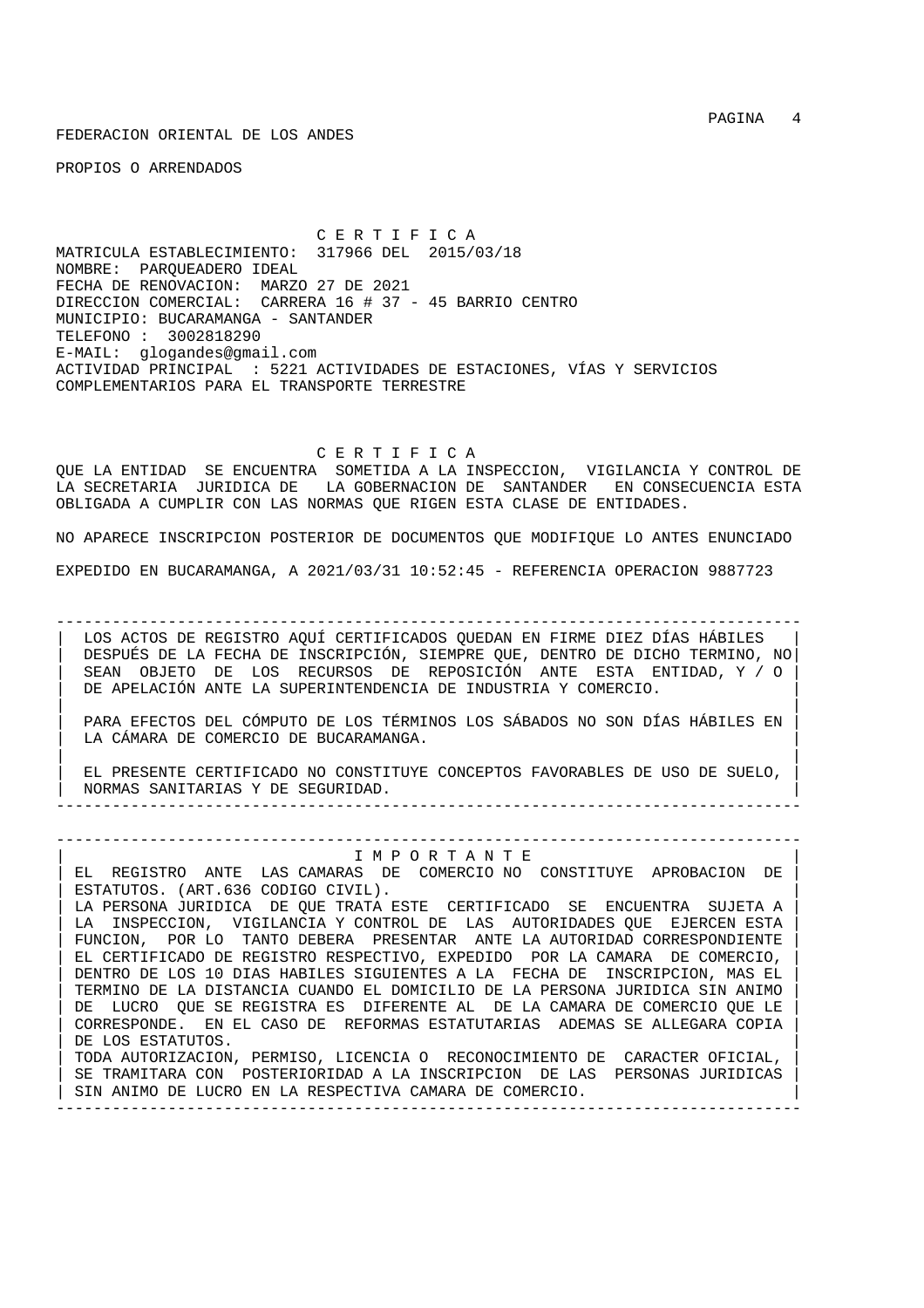FEDERACION ORIENTAL DE LOS ANDES

PROPIOS O ARRENDADOS

C E R T I F I C A

MATRICULA ESTABLECIMIENTO: 317966 DEL 2015/03/18
NOMBRE: PARQUEADERO IDEAL
FECHA DE RENOVACION: MARZO 27 DE 2021
DIRECCION COMERCIAL: CARRERA 16 # 37 - 45 BARRIO CENTRO
MUNICIPIO: BUCARAMANGA - SANTANDER
TELEFONO : 3002818290
E-MAIL: glogandes@gmail.com
ACTIVIDAD PRINCIPAL : 5221 ACTIVIDADES DE ESTACIONES, VÍAS Y SERVICIOS COMPLEMENTARIOS PARA EL TRANSPORTE TERRESTRE

C E R T I F I C A

QUE LA ENTIDAD SE ENCUENTRA SOMETIDA A LA INSPECCION, VIGILANCIA Y CONTROL DE LA SECRETARIA JURIDICA DE LA GOBERNACION DE SANTANDER EN CONSECUENCIA ESTA OBLIGADA A CUMPLIR CON LAS NORMAS QUE RIGEN ESTA CLASE DE ENTIDADES.

NO APARECE INSCRIPCION POSTERIOR DE DOCUMENTOS QUE MODIFIQUE LO ANTES ENUNCIADO

EXPEDIDO EN BUCARAMANGA, A 2021/03/31 10:52:45 - REFERENCIA OPERACION 9887723

---

LOS ACTOS DE REGISTRO AQUÍ CERTIFICADOS QUEDAN EN FIRME DIEZ DÍAS HÁBILES DESPUÉS DE LA FECHA DE INSCRIPCIÓN, SIEMPRE QUE, DENTRO DE DICHO TERMINO, NO SEAN OBJETO DE LOS RECURSOS DE REPOSICIÓN ANTE ESTA ENTIDAD, Y / O DE APELACIÓN ANTE LA SUPERINTENDENCIA DE INDUSTRIA Y COMERCIO.

PARA EFECTOS DEL CÓMPUTO DE LOS TÉRMINOS LOS SÁBADOS NO SON DÍAS HÁBILES EN LA CÁMARA DE COMERCIO DE BUCARAMANGA.

EL PRESENTE CERTIFICADO NO CONSTITUYE CONCEPTOS FAVORABLES DE USO DE SUELO, NORMAS SANITARIAS Y DE SEGURIDAD.

---

I M P O R T A N T E

EL REGISTRO ANTE LAS CAMARAS DE COMERCIO NO CONSTITUYE APROBACION DE ESTATUTOS. (ART.636 CODIGO CIVIL).
LA PERSONA JURIDICA DE QUE TRATA ESTE CERTIFICADO SE ENCUENTRA SUJETA A LA INSPECCION, VIGILANCIA Y CONTROL DE LAS AUTORIDADES QUE EJERCEN ESTA FUNCION, POR LO TANTO DEBERA PRESENTAR ANTE LA AUTORIDAD CORRESPONDIENTE EL CERTIFICADO DE REGISTRO RESPECTIVO, EXPEDIDO POR LA CAMARA DE COMERCIO, DENTRO DE LOS 10 DIAS HABILES SIGUIENTES A LA FECHA DE INSCRIPCION, MAS EL TERMINO DE LA DISTANCIA CUANDO EL DOMICILIO DE LA PERSONA JURIDICA SIN ANIMO DE LUCRO QUE SE REGISTRA ES DIFERENTE AL DE LA CAMARA DE COMERCIO QUE LE CORRESPONDE. EN EL CASO DE REFORMAS ESTATUTARIAS ADEMAS SE ALLEGARA COPIA DE LOS ESTATUTOS.
TODA AUTORIZACION, PERMISO, LICENCIA O RECONOCIMIENTO DE CARACTER OFICIAL, SE TRAMITARA CON POSTERIORIDAD A LA INSCRIPCION DE LAS PERSONAS JURIDICAS SIN ANIMO DE LUCRO EN LA RESPECTIVA CAMARA DE COMERCIO.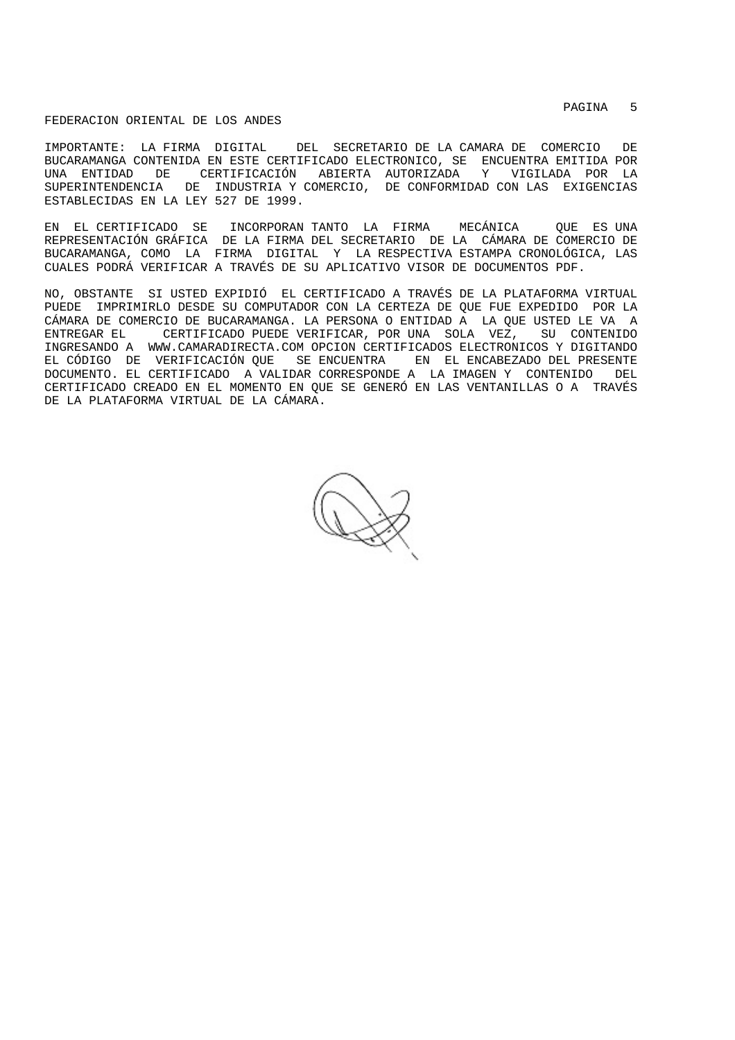FEDERACION ORIENTAL DE LOS ANDES

IMPORTANTE: LA FIRMA DIGITAL DEL SECRETARIO DE LA CAMARA DE COMERCIO DE BUCARAMANGA CONTENIDA EN ESTE CERTIFICADO ELECTRONICO, SE ENCUENTRA EMITIDA POR UNA ENTIDAD DE CERTIFICACIÓN ABIERTA AUTORIZADA Y VIGILADA POR LA SUPERINTENDENCIA DE INDUSTRIA Y COMERCIO, DE CONFORMIDAD CON LAS EXIGENCIAS ESTABLECIDAS EN LA LEY 527 DE 1999.

EN EL CERTIFICADO SE INCORPORAN TANTO LA FIRMA MECÁNICA QUE ES UNA REPRESENTACIÓN GRÁFICA DE LA FIRMA DEL SECRETARIO DE LA CÁMARA DE COMERCIO DE BUCARAMANGA, COMO LA FIRMA DIGITAL Y LA RESPECTIVA ESTAMPA CRONOLÓGICA, LAS CUALES PODRÁ VERIFICAR A TRAVÉS DE SU APLICATIVO VISOR DE DOCUMENTOS PDF.

NO, OBSTANTE SI USTED EXPIDIÓ EL CERTIFICADO A TRAVÉS DE LA PLATAFORMA VIRTUAL PUEDE IMPRIMIRLO DESDE SU COMPUTADOR CON LA CERTEZA DE QUE FUE EXPEDIDO POR LA CÁMARA DE COMERCIO DE BUCARAMANGA. LA PERSONA O ENTIDAD A LA QUE USTED LE VA A ENTREGAR EL CERTIFICADO PUEDE VERIFICAR, POR UNA SOLA VEZ, SU CONTENIDO INGRESANDO A WWW.CAMARADIRECTA.COM OPCION CERTIFICADOS ELECTRONICOS Y DIGITANDO EL CÓDIGO DE VERIFICACIÓN QUE SE ENCUENTRA EN EL ENCABEZADO DEL PRESENTE DOCUMENTO. EL CERTIFICADO A VALIDAR CORRESPONDE A LA IMAGEN Y CONTENIDO DEL CERTIFICADO CREADO EN EL MOMENTO EN QUE SE GENERÓ EN LAS VENTANILLAS O A TRAVÉS DE LA PLATAFORMA VIRTUAL DE LA CÁMARA.